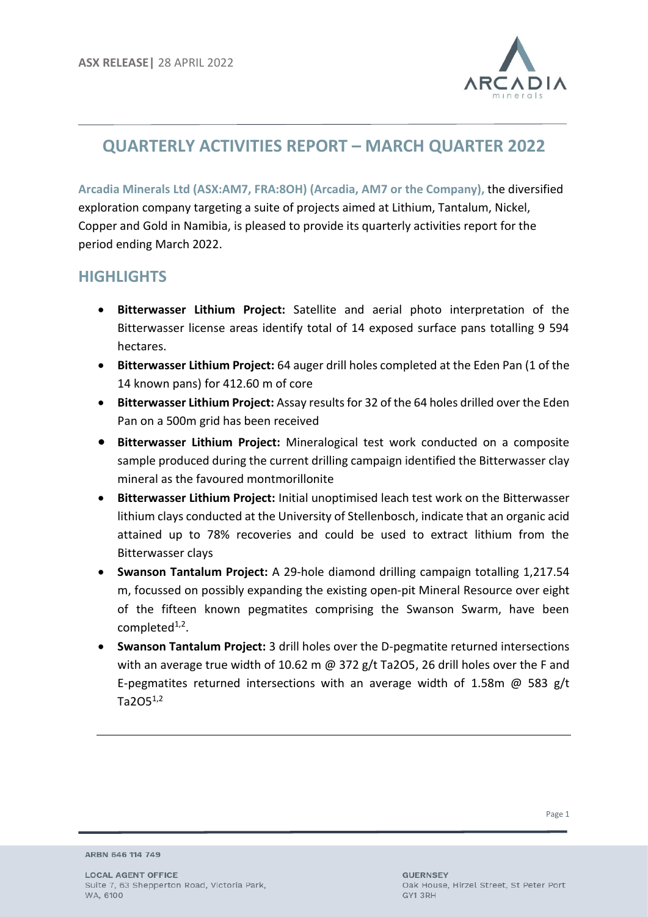**ASX RELEASE|** 28 APRIL 2022

# QUARTERLY ACTIVITIES REPORT – MARCH QUARTER 2022

**Arcadia Minerals Ltd (ASX:AM7, FRA:8OH) (Arcadia, AM7 or the Company),** the diversified exploration company targeting a suite of projects aimed at Lithium, Tantalum, Nickel, Copper and Gold in Namibia, is pleased to provide its quarterly activities report for the period ending March 2022.

## HIGHLIGHTS

- **Bitterwasser Lithium Project:** Satellite and aerial photo interpretation of the Bitterwasser license areas identify total of 14 exposed surface pans totalling 9 594 hectares.
- **Bitterwasser Lithium Project:** 64 auger drill holes completed at the Eden Pan (1 of the 14 known pans) for 412.60 m of core
- **Bitterwasser Lithium Project:** Assay results for 32 of the 64 holes drilled over the Eden Pan on a 500m grid has been received
- **Bitterwasser Lithium Project:** Mineralogical test work conducted on a composite sample produced during the current drilling campaign identified the Bitterwasser clay mineral as the favoured montmorillonite
- **Bitterwasser Lithium Project:** Initial unoptimised leach test work on the Bitterwasser lithium clays conducted at the University of Stellenbosch, indicate that an organic acid attained up to 78% recoveries and could be used to extract lithium from the Bitterwasser clays
- **Swanson Tantalum Project:** A 29-hole diamond drilling campaign totalling 1,217.54 m, focussed on possibly expanding the existing open-pit Mineral Resource over eight of the fifteen known pegmatites comprising the Swanson Swarm, have been completed[1,2].
- **Swanson Tantalum Project:** 3 drill holes over the D-pegmatite returned intersections with an average true width of 10.62 m @ 372 g/t $Ta_2O_5$, 26 drill holes over the F and E-pegmatites returned intersections with an average width of 1.58m @ 583 g/t $Ta_2O_5$[1,2]

---

ARBN 646 114 749

LOCAL AGENT OFFICE
Suite 7, 63 Shepperton Road, Victoria Park,
WA, 6100

GUERNSEY
Oak House, Hirzel Street, St Peter Port
GY1 3RH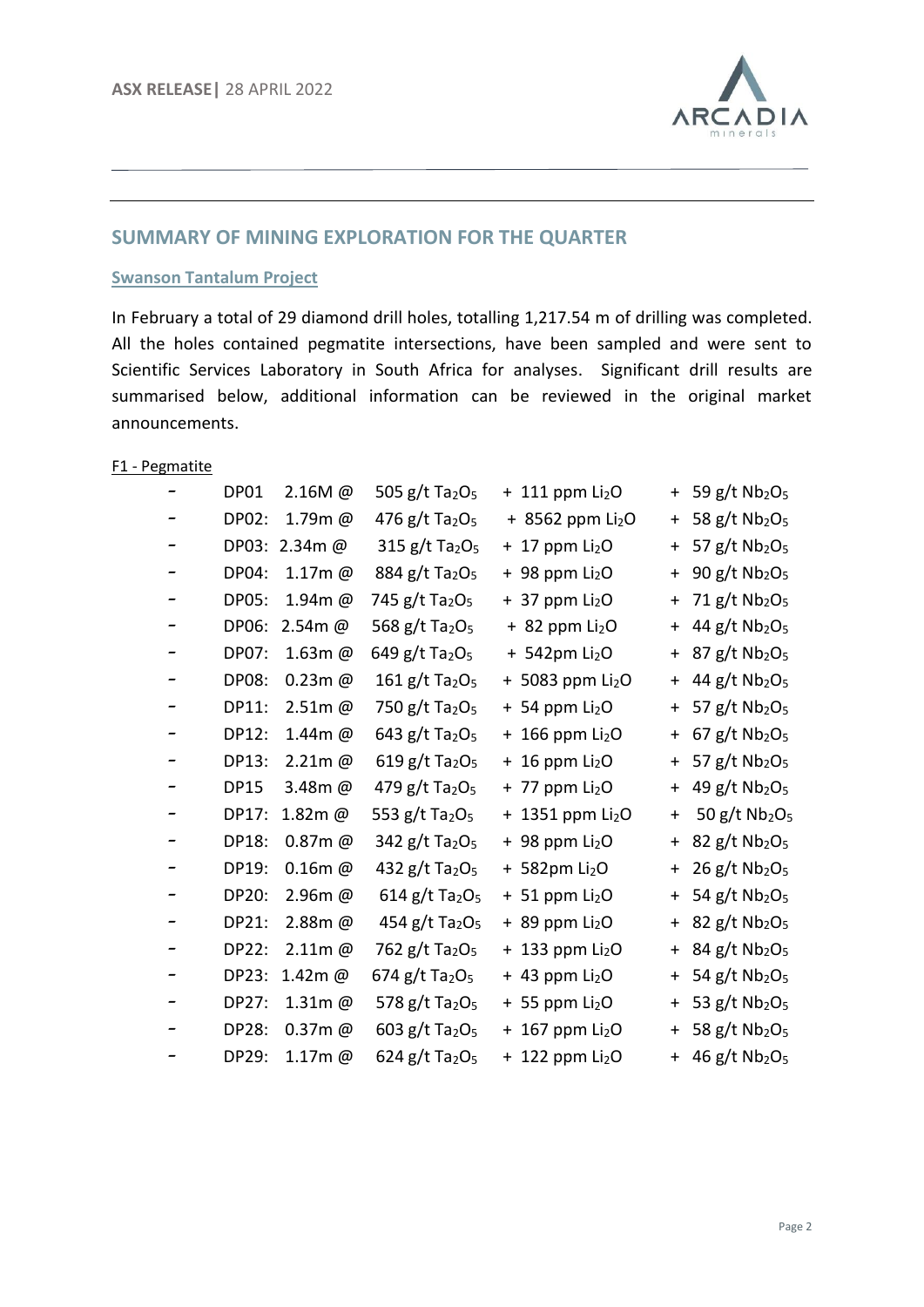## SUMMARY OF MINING EXPLORATION FOR THE QUARTER

### Swanson Tantalum Project

In February a total of 29 diamond drill holes, totalling 1,217.54 m of drilling was completed. All the holes contained pegmatite intersections, have been sampled and were sent to Scientific Services Laboratory in South Africa for analyses. Significant drill results are summarised below, additional information can be reviewed in the original market announcements.

F1 - Pegmatite

- DP01 2.16M @ 505 g/t $Ta_2O_5$ + 111 ppm $Li_2O$ + 59 g/t $Nb_2O_5$
- DP02: 1.79m @ 476 g/t $Ta_2O_5$ + 8562 ppm $Li_2O$ + 58 g/t $Nb_2O_5$
- DP03: 2.34m @ 315 g/t $Ta_2O_5$ + 17 ppm $Li_2O$ + 57 g/t $Nb_2O_5$
- DP04: 1.17m @ 884 g/t $Ta_2O_5$ + 98 ppm $Li_2O$ + 90 g/t $Nb_2O_5$
- DP05: 1.94m @ 745 g/t $Ta_2O_5$ + 37 ppm $Li_2O$ + 71 g/t $Nb_2O_5$
- DP06: 2.54m @ 568 g/t $Ta_2O_5$ + 82 ppm $Li_2O$ + 44 g/t $Nb_2O_5$
- DP07: 1.63m @ 649 g/t $Ta_2O_5$ + 542ppm $Li_2O$ + 87 g/t $Nb_2O_5$
- DP08: 0.23m @ 161 g/t $Ta_2O_5$ + 5083 ppm $Li_2O$ + 44 g/t $Nb_2O_5$
- DP11: 2.51m @ 750 g/t $Ta_2O_5$ + 54 ppm $Li_2O$ + 57 g/t $Nb_2O_5$
- DP12: 1.44m @ 643 g/t $Ta_2O_5$ + 166 ppm $Li_2O$ + 67 g/t $Nb_2O_5$
- DP13: 2.21m @ 619 g/t $Ta_2O_5$ + 16 ppm $Li_2O$ + 57 g/t $Nb_2O_5$
- DP15 3.48m @ 479 g/t $Ta_2O_5$ + 77 ppm $Li_2O$ + 49 g/t $Nb_2O_5$
- DP17: 1.82m @ 553 g/t $Ta_2O_5$ + 1351 ppm $Li_2O$ + 50 g/t $Nb_2O_5$
- DP18: 0.87m @ 342 g/t $Ta_2O_5$ + 98 ppm $Li_2O$ + 82 g/t $Nb_2O_5$
- DP19: 0.16m @ 432 g/t $Ta_2O_5$ + 582ppm $Li_2O$ + 26 g/t $Nb_2O_5$
- DP20: 2.96m @ 614 g/t $Ta_2O_5$ + 51 ppm $Li_2O$ + 54 g/t $Nb_2O_5$
- DP21: 2.88m @ 454 g/t $Ta_2O_5$ + 89 ppm $Li_2O$ + 82 g/t $Nb_2O_5$
- DP22: 2.11m @ 762 g/t $Ta_2O_5$ + 133 ppm $Li_2O$ + 84 g/t $Nb_2O_5$
- DP23: 1.42m @ 674 g/t $Ta_2O_5$ + 43 ppm $Li_2O$ + 54 g/t $Nb_2O_5$
- DP27: 1.31m @ 578 g/t $Ta_2O_5$ + 55 ppm $Li_2O$ + 53 g/t $Nb_2O_5$
- DP28: 0.37m @ 603 g/t $Ta_2O_5$ + 167 ppm $Li_2O$ + 58 g/t $Nb_2O_5$
- DP29: 1.17m @ 624 g/t $Ta_2O_5$ + 122 ppm $Li_2O$ + 46 g/t $Nb_2O_5$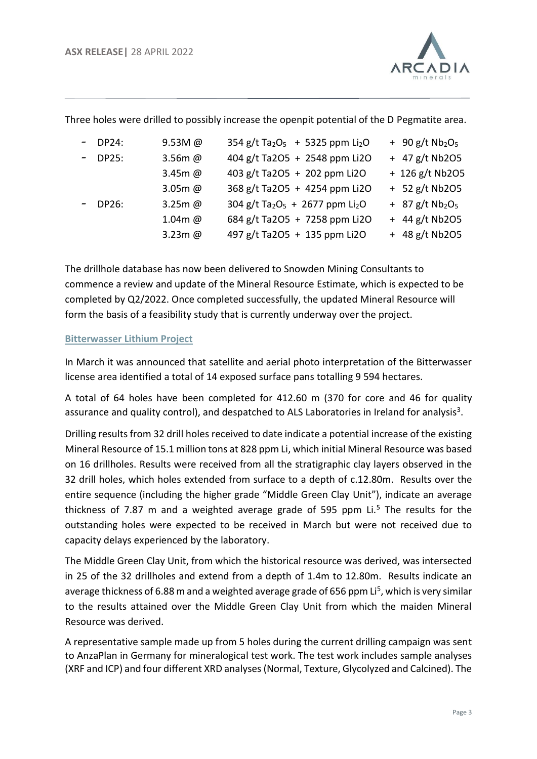Three holes were drilled to possibly increase the openpit potential of the D Pegmatite area.

| Hole | Interval | | | |
|---|---|---|---|---|
| - DP24: | 9.53M @ | 354 g/t $Ta_2O_5$ | + 5325 ppm $Li_2O$ | + 90 g/t $Nb_2O_5$ |
| - DP25: | 3.56m @ | 404 g/t Ta2O5 | + 2548 ppm Li2O | + 47 g/t Nb2O5 |
| | 3.45m @ | 403 g/t Ta2O5 | + 202 ppm Li2O | + 126 g/t Nb2O5 |
| | 3.05m @ | 368 g/t Ta2O5 | + 4254 ppm Li2O | + 52 g/t Nb2O5 |
| - DP26: | 3.25m @ | 304 g/t $Ta_2O_5$ | + 2677 ppm $Li_2O$ | + 87 g/t $Nb_2O_5$ |
| | 1.04m @ | 684 g/t Ta2O5 | + 7258 ppm Li2O | + 44 g/t Nb2O5 |
| | 3.23m @ | 497 g/t Ta2O5 | + 135 ppm Li2O | + 48 g/t Nb2O5 |

The drillhole database has now been delivered to Snowden Mining Consultants to commence a review and update of the Mineral Resource Estimate, which is expected to be completed by Q2/2022. Once completed successfully, the updated Mineral Resource will form the basis of a feasibility study that is currently underway over the project.

## Bitterwasser Lithium Project

In March it was announced that satellite and aerial photo interpretation of the Bitterwasser license area identified a total of 14 exposed surface pans totalling 9 594 hectares.

A total of 64 holes have been completed for 412.60 m (370 for core and 46 for quality assurance and quality control), and despatched to ALS Laboratories in Ireland for analysis[3].

Drilling results from 32 drill holes received to date indicate a potential increase of the existing Mineral Resource of 15.1 million tons at 828 ppm Li, which initial Mineral Resource was based on 16 drillholes. Results were received from all the stratigraphic clay layers observed in the 32 drill holes, which holes extended from surface to a depth of c.12.80m. Results over the entire sequence (including the higher grade "Middle Green Clay Unit"), indicate an average thickness of 7.87 m and a weighted average grade of 595 ppm Li.[5] The results for the outstanding holes were expected to be received in March but were not received due to capacity delays experienced by the laboratory.

The Middle Green Clay Unit, from which the historical resource was derived, was intersected in 25 of the 32 drillholes and extend from a depth of 1.4m to 12.80m. Results indicate an average thickness of 6.88 m and a weighted average grade of 656 ppm Li[5], which is very similar to the results attained over the Middle Green Clay Unit from which the maiden Mineral Resource was derived.

A representative sample made up from 5 holes during the current drilling campaign was sent to AnzaPlan in Germany for mineralogical test work. The test work includes sample analyses (XRF and ICP) and four different XRD analyses (Normal, Texture, Glycolyzed and Calcined). The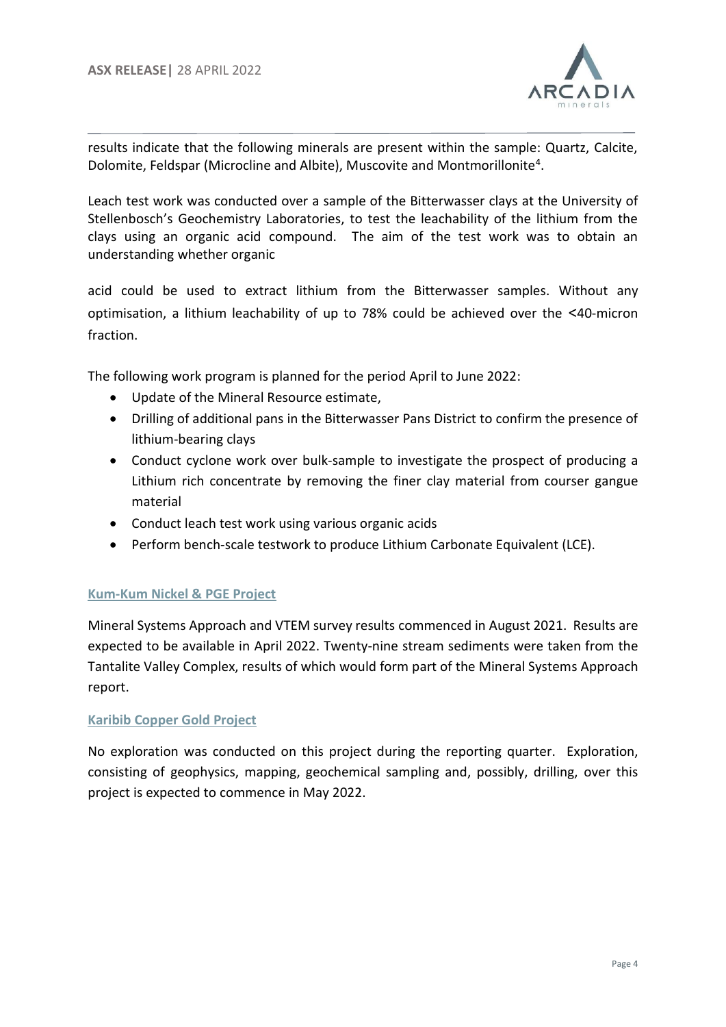results indicate that the following minerals are present within the sample: Quartz, Calcite, Dolomite, Feldspar (Microcline and Albite), Muscovite and Montmorillonite[4].

Leach test work was conducted over a sample of the Bitterwasser clays at the University of Stellenbosch's Geochemistry Laboratories, to test the leachability of the lithium from the clays using an organic acid compound. The aim of the test work was to obtain an understanding whether organic

acid could be used to extract lithium from the Bitterwasser samples. Without any optimisation, a lithium leachability of up to 78% could be achieved over the <40-micron fraction.

The following work program is planned for the period April to June 2022:

- Update of the Mineral Resource estimate,
- Drilling of additional pans in the Bitterwasser Pans District to confirm the presence of lithium-bearing clays
- Conduct cyclone work over bulk-sample to investigate the prospect of producing a Lithium rich concentrate by removing the finer clay material from courser gangue material
- Conduct leach test work using various organic acids
- Perform bench-scale testwork to produce Lithium Carbonate Equivalent (LCE).

### Kum-Kum Nickel & PGE Project

Mineral Systems Approach and VTEM survey results commenced in August 2021. Results are expected to be available in April 2022. Twenty-nine stream sediments were taken from the Tantalite Valley Complex, results of which would form part of the Mineral Systems Approach report.

### Karibib Copper Gold Project

No exploration was conducted on this project during the reporting quarter. Exploration, consisting of geophysics, mapping, geochemical sampling and, possibly, drilling, over this project is expected to commence in May 2022.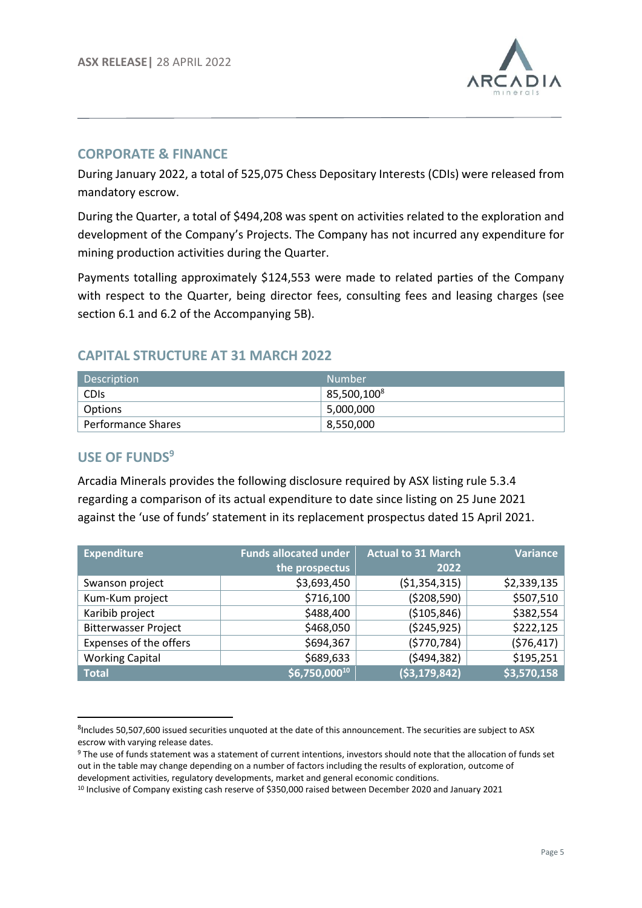## CORPORATE & FINANCE

During January 2022, a total of 525,075 Chess Depositary Interests (CDIs) were released from mandatory escrow.

During the Quarter, a total of $494,208 was spent on activities related to the exploration and development of the Company's Projects. The Company has not incurred any expenditure for mining production activities during the Quarter.

Payments totalling approximately $124,553 were made to related parties of the Company with respect to the Quarter, being director fees, consulting fees and leasing charges (see section 6.1 and 6.2 of the Accompanying 5B).

## CAPITAL STRUCTURE AT 31 MARCH 2022

| Description | Number |
|---|---|
| CDIs | 85,500,100[8] |
| Options | 5,000,000 |
| Performance Shares | 8,550,000 |

## USE OF FUNDS[9]

Arcadia Minerals provides the following disclosure required by ASX listing rule 5.3.4 regarding a comparison of its actual expenditure to date since listing on 25 June 2021 against the 'use of funds' statement in its replacement prospectus dated 15 April 2021.

| Expenditure | Funds allocated under the prospectus | Actual to 31 March 2022 | Variance |
|---|---|---|---|
| Swanson project | $3,693,450 | ($1,354,315) | $2,339,135 |
| Kum-Kum project | $716,100 | ($208,590) | $507,510 |
| Karibib project | $488,400 | ($105,846) | $382,554 |
| Bitterwasser Project | $468,050 | ($245,925) | $222,125 |
| Expenses of the offers | $694,367 | ($770,784) | ($76,417) |
| Working Capital | $689,633 | ($494,382) | $195,251 |
| **Total** | **$6,750,000[10]** | **($3,179,842)** | **$3,570,158** |

---

[8] Includes 50,507,600 issued securities unquoted at the date of this announcement. The securities are subject to ASX escrow with varying release dates.

[9] The use of funds statement was a statement of current intentions, investors should note that the allocation of funds set out in the table may change depending on a number of factors including the results of exploration, outcome of development activities, regulatory developments, market and general economic conditions.

[10] Inclusive of Company existing cash reserve of $350,000 raised between December 2020 and January 2021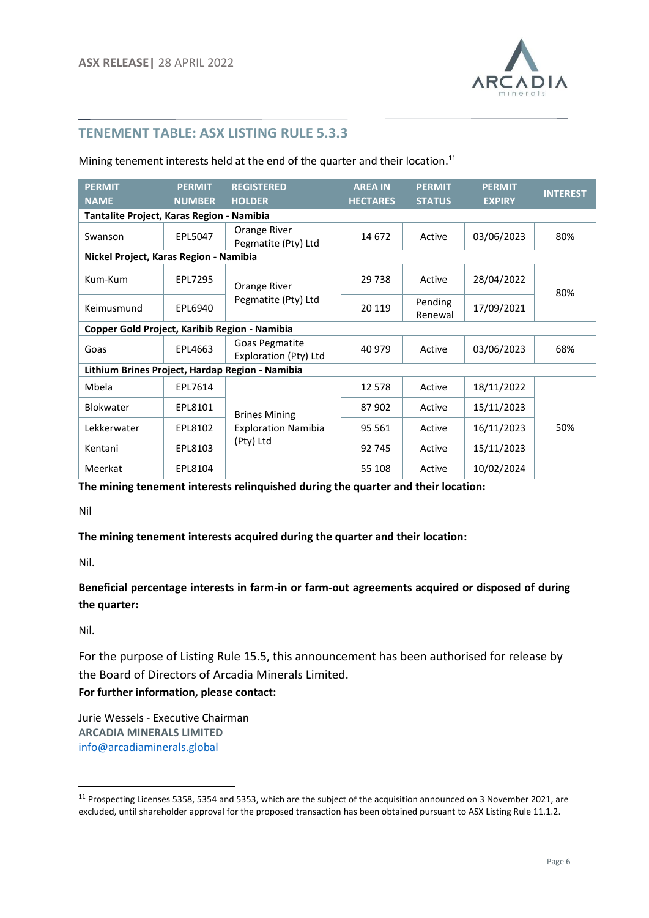## TENEMENT TABLE: ASX LISTING RULE 5.3.3

Mining tenement interests held at the end of the quarter and their location.[11]

| PERMIT NAME | PERMIT NUMBER | REGISTERED HOLDER | AREA IN HECTARES | PERMIT STATUS | PERMIT EXPIRY | INTEREST |
|---|---|---|---|---|---|---|
| **Tantalite Project, Karas Region - Namibia** | | | | | | |
| Swanson | EPL5047 | Orange River Pegmatite (Pty) Ltd | 14 672 | Active | 03/06/2023 | 80% |
| **Nickel Project, Karas Region - Namibia** | | | | | | |
| Kum-Kum | EPL7295 | Orange River Pegmatite (Pty) Ltd | 29 738 | Active | 28/04/2022 | 80% |
| Keimusmund | EPL6940 | | 20 119 | Pending Renewal | 17/09/2021 | |
| **Copper Gold Project, Karibib Region - Namibia** | | | | | | |
| Goas | EPL4663 | Goas Pegmatite Exploration (Pty) Ltd | 40 979 | Active | 03/06/2023 | 68% |
| **Lithium Brines Project, Hardap Region - Namibia** | | | | | | |
| Mbela | EPL7614 | Brines Mining Exploration Namibia (Pty) Ltd | 12 578 | Active | 18/11/2022 | 50% |
| Blokwater | EPL8101 | | 87 902 | Active | 15/11/2023 | |
| Lekkerwater | EPL8102 | | 95 561 | Active | 16/11/2023 | |
| Kentani | EPL8103 | | 92 745 | Active | 15/11/2023 | |
| Meerkat | EPL8104 | | 55 108 | Active | 10/02/2024 | |

**The mining tenement interests relinquished during the quarter and their location:**

Nil

**The mining tenement interests acquired during the quarter and their location:**

Nil.

**Beneficial percentage interests in farm-in or farm-out agreements acquired or disposed of during the quarter:**

Nil.

For the purpose of Listing Rule 15.5, this announcement has been authorised for release by the Board of Directors of Arcadia Minerals Limited.

**For further information, please contact:**

Jurie Wessels - Executive Chairman
**ARCADIA MINERALS LIMITED**
info@arcadiaminerals.global

[11] Prospecting Licenses 5358, 5354 and 5353, which are the subject of the acquisition announced on 3 November 2021, are excluded, until shareholder approval for the proposed transaction has been obtained pursuant to ASX Listing Rule 11.1.2.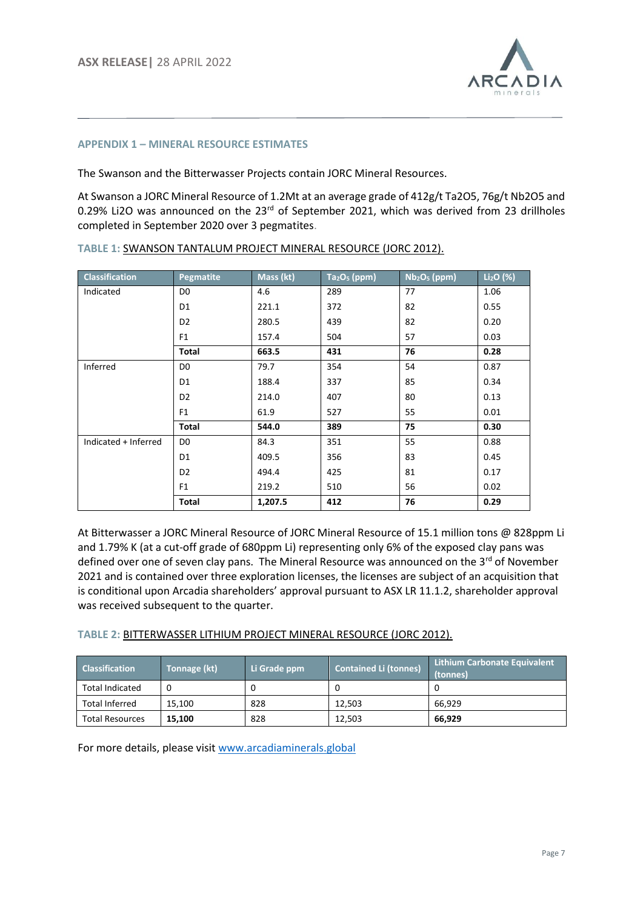## APPENDIX 1 – MINERAL RESOURCE ESTIMATES

The Swanson and the Bitterwasser Projects contain JORC Mineral Resources.

At Swanson a JORC Mineral Resource of 1.2Mt at an average grade of 412g/t Ta2O5, 76g/t Nb2O5 and 0.29% Li2O was announced on the 23rd of September 2021, which was derived from 23 drillholes completed in September 2020 over 3 pegmatites.

**TABLE 1:** SWANSON TANTALUM PROJECT MINERAL RESOURCE (JORC 2012).

| Classification | Pegmatite | Mass (kt) | $Ta_2O_5$ (ppm) | $Nb_2O_5$ (ppm) | $Li_2O$ (%) |
|---|---|---|---|---|---|
| Indicated | D0 | 4.6 | 289 | 77 | 1.06 |
| | D1 | 221.1 | 372 | 82 | 0.55 |
| | D2 | 280.5 | 439 | 82 | 0.20 |
| | F1 | 157.4 | 504 | 57 | 0.03 |
| | **Total** | **663.5** | **431** | **76** | **0.28** |
| Inferred | D0 | 79.7 | 354 | 54 | 0.87 |
| | D1 | 188.4 | 337 | 85 | 0.34 |
| | D2 | 214.0 | 407 | 80 | 0.13 |
| | F1 | 61.9 | 527 | 55 | 0.01 |
| | **Total** | **544.0** | **389** | **75** | **0.30** |
| Indicated + Inferred | D0 | 84.3 | 351 | 55 | 0.88 |
| | D1 | 409.5 | 356 | 83 | 0.45 |
| | D2 | 494.4 | 425 | 81 | 0.17 |
| | F1 | 219.2 | 510 | 56 | 0.02 |
| | **Total** | **1,207.5** | **412** | **76** | **0.29** |

At Bitterwasser a JORC Mineral Resource of JORC Mineral Resource of 15.1 million tons @ 828ppm Li and 1.79% K (at a cut-off grade of 680ppm Li) representing only 6% of the exposed clay pans was defined over one of seven clay pans. The Mineral Resource was announced on the 3rd of November 2021 and is contained over three exploration licenses, the licenses are subject of an acquisition that is conditional upon Arcadia shareholders' approval pursuant to ASX LR 11.1.2, shareholder approval was received subsequent to the quarter.

**TABLE 2:** BITTERWASSER LITHIUM PROJECT MINERAL RESOURCE (JORC 2012).

| Classification | Tonnage (kt) | Li Grade ppm | Contained Li (tonnes) | Lithium Carbonate Equivalent (tonnes) |
|---|---|---|---|---|
| Total Indicated | 0 | 0 | 0 | 0 |
| Total Inferred | 15,100 | 828 | 12,503 | 66,929 |
| Total Resources | **15,100** | 828 | 12,503 | **66,929** |

For more details, please visit www.arcadiaminerals.global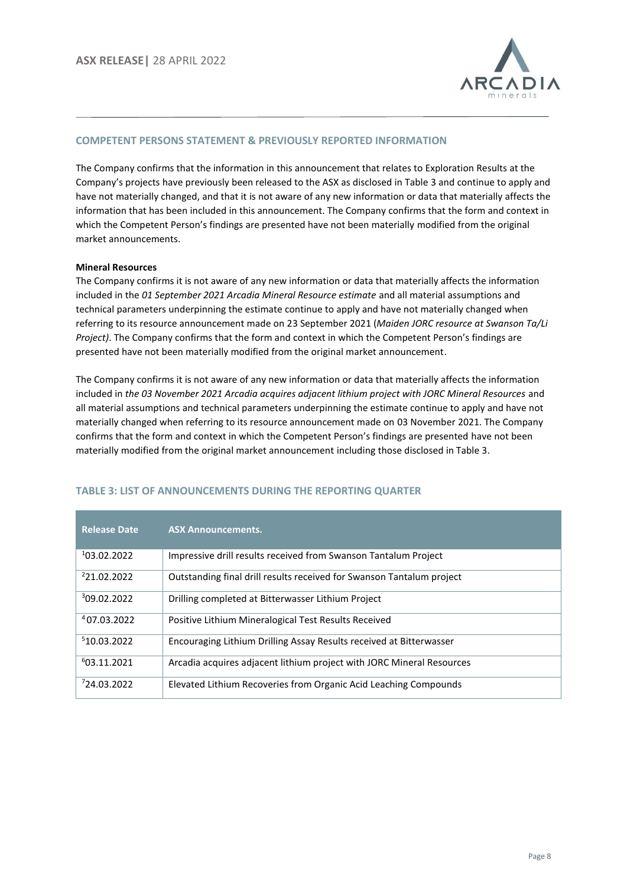## COMPETENT PERSONS STATEMENT & PREVIOUSLY REPORTED INFORMATION

The Company confirms that the information in this announcement that relates to Exploration Results at the Company's projects have previously been released to the ASX as disclosed in Table 3 and continue to apply and have not materially changed, and that it is not aware of any new information or data that materially affects the information that has been included in this announcement. The Company confirms that the form and context in which the Competent Person's findings are presented have not been materially modified from the original market announcements.

**Mineral Resources**

The Company confirms it is not aware of any new information or data that materially affects the information included in the *01 September 2021 Arcadia Mineral Resource estimate* and all material assumptions and technical parameters underpinning the estimate continue to apply and have not materially changed when referring to its resource announcement made on 23 September 2021 (*Maiden JORC resource at Swanson Ta/Li Project)*. The Company confirms that the form and context in which the Competent Person's findings are presented have not been materially modified from the original market announcement.

The Company confirms it is not aware of any new information or data that materially affects the information included in *the 03 November 2021 Arcadia acquires adjacent lithium project with JORC Mineral Resources* and all material assumptions and technical parameters underpinning the estimate continue to apply and have not materially changed when referring to its resource announcement made on 03 November 2021. The Company confirms that the form and context in which the Competent Person's findings are presented have not been materially modified from the original market announcement including those disclosed in Table 3.

## TABLE 3: LIST OF ANNOUNCEMENTS DURING THE REPORTING QUARTER

| Release Date | ASX Announcements. |
| --- | --- |
| [1]03.02.2022 | Impressive drill results received from Swanson Tantalum Project |
| [2]21.02.2022 | Outstanding final drill results received for Swanson Tantalum project |
| [3]09.02.2022 | Drilling completed at Bitterwasser Lithium Project |
| [4]07.03.2022 | Positive Lithium Mineralogical Test Results Received |
| [5]10.03.2022 | Encouraging Lithium Drilling Assay Results received at Bitterwasser |
| [6]03.11.2021 | Arcadia acquires adjacent lithium project with JORC Mineral Resources |
| [7]24.03.2022 | Elevated Lithium Recoveries from Organic Acid Leaching Compounds |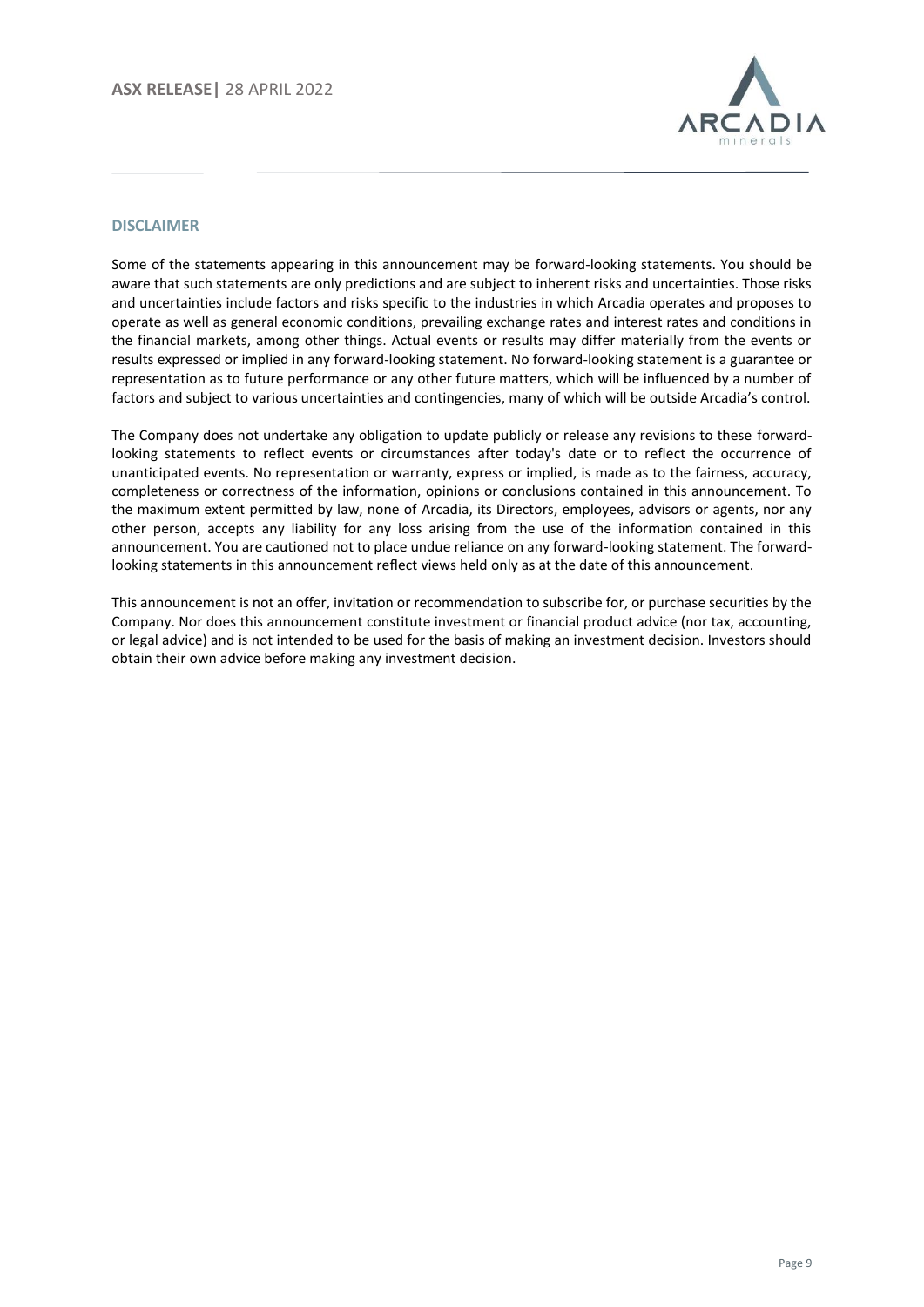## DISCLAIMER

Some of the statements appearing in this announcement may be forward-looking statements. You should be aware that such statements are only predictions and are subject to inherent risks and uncertainties. Those risks and uncertainties include factors and risks specific to the industries in which Arcadia operates and proposes to operate as well as general economic conditions, prevailing exchange rates and interest rates and conditions in the financial markets, among other things. Actual events or results may differ materially from the events or results expressed or implied in any forward-looking statement. No forward-looking statement is a guarantee or representation as to future performance or any other future matters, which will be influenced by a number of factors and subject to various uncertainties and contingencies, many of which will be outside Arcadia's control.

The Company does not undertake any obligation to update publicly or release any revisions to these forward-looking statements to reflect events or circumstances after today's date or to reflect the occurrence of unanticipated events. No representation or warranty, express or implied, is made as to the fairness, accuracy, completeness or correctness of the information, opinions or conclusions contained in this announcement. To the maximum extent permitted by law, none of Arcadia, its Directors, employees, advisors or agents, nor any other person, accepts any liability for any loss arising from the use of the information contained in this announcement. You are cautioned not to place undue reliance on any forward-looking statement. The forward-looking statements in this announcement reflect views held only as at the date of this announcement.

This announcement is not an offer, invitation or recommendation to subscribe for, or purchase securities by the Company. Nor does this announcement constitute investment or financial product advice (nor tax, accounting, or legal advice) and is not intended to be used for the basis of making an investment decision. Investors should obtain their own advice before making any investment decision.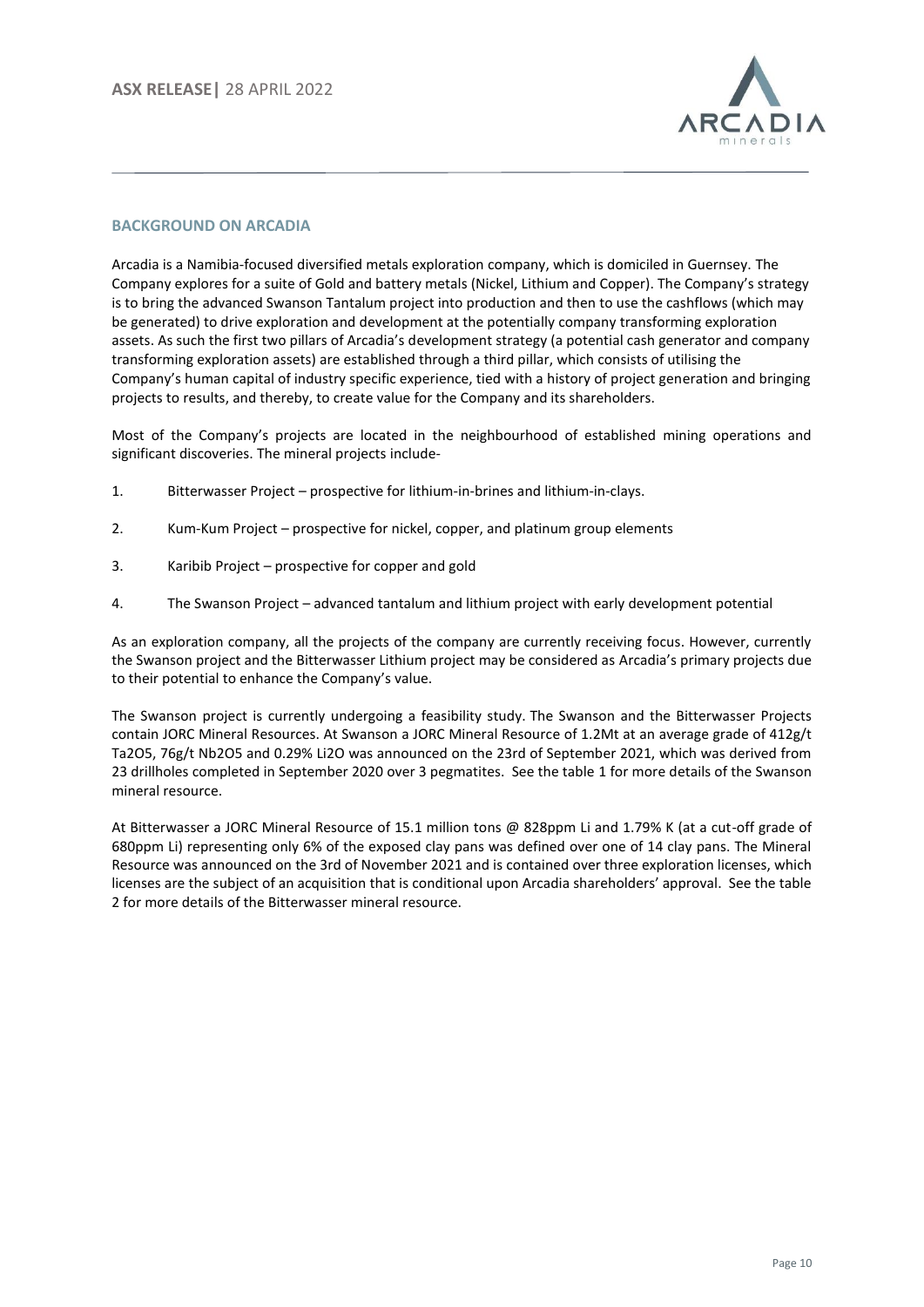## BACKGROUND ON ARCADIA

Arcadia is a Namibia-focused diversified metals exploration company, which is domiciled in Guernsey. The Company explores for a suite of Gold and battery metals (Nickel, Lithium and Copper). The Company's strategy is to bring the advanced Swanson Tantalum project into production and then to use the cashflows (which may be generated) to drive exploration and development at the potentially company transforming exploration assets. As such the first two pillars of Arcadia's development strategy (a potential cash generator and company transforming exploration assets) are established through a third pillar, which consists of utilising the Company's human capital of industry specific experience, tied with a history of project generation and bringing projects to results, and thereby, to create value for the Company and its shareholders.

Most of the Company's projects are located in the neighbourhood of established mining operations and significant discoveries. The mineral projects include-

1. Bitterwasser Project – prospective for lithium-in-brines and lithium-in-clays.
2. Kum-Kum Project – prospective for nickel, copper, and platinum group elements
3. Karibib Project – prospective for copper and gold
4. The Swanson Project – advanced tantalum and lithium project with early development potential

As an exploration company, all the projects of the company are currently receiving focus. However, currently the Swanson project and the Bitterwasser Lithium project may be considered as Arcadia's primary projects due to their potential to enhance the Company's value.

The Swanson project is currently undergoing a feasibility study. The Swanson and the Bitterwasser Projects contain JORC Mineral Resources. At Swanson a JORC Mineral Resource of 1.2Mt at an average grade of 412g/t $Ta_2O_5$, 76g/t $Nb_2O_5$ and 0.29% $Li_2O$ was announced on the 23rd of September 2021, which was derived from 23 drillholes completed in September 2020 over 3 pegmatites. See the table 1 for more details of the Swanson mineral resource.

At Bitterwasser a JORC Mineral Resource of 15.1 million tons @ 828ppm Li and 1.79% K (at a cut-off grade of 680ppm Li) representing only 6% of the exposed clay pans was defined over one of 14 clay pans. The Mineral Resource was announced on the 3rd of November 2021 and is contained over three exploration licenses, which licenses are the subject of an acquisition that is conditional upon Arcadia shareholders' approval. See the table 2 for more details of the Bitterwasser mineral resource.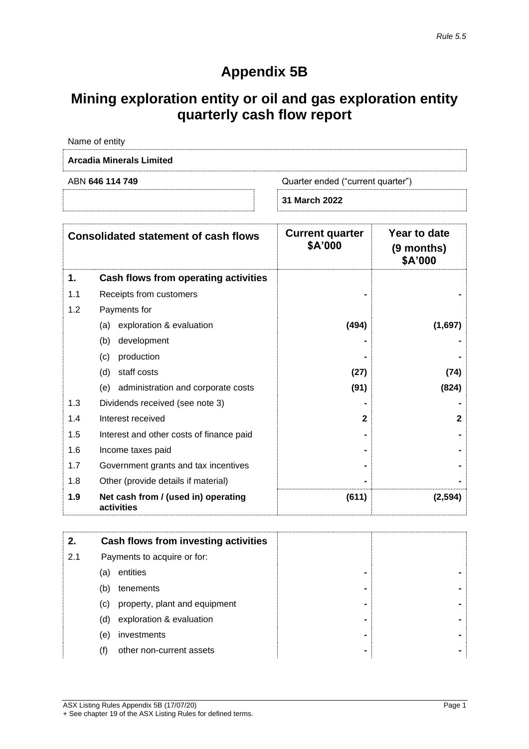*Rule 5.5*

# Appendix 5B

# Mining exploration entity or oil and gas exploration entity quarterly cash flow report

| Name of entity | |
|---|---|
| **Arcadia Minerals Limited** | |
| ABN **646 114 749** | Quarter ended ("current quarter") |
| | **31 March 2022** |

| Consolidated statement of cash flows | | Current quarter $A'000 | Year to date (9 months) $A'000 |
|---|---|---|---|
| **1.** | **Cash flows from operating activities** | | |
| 1.1 | Receipts from customers | - | - |
| 1.2 | Payments for | | |
| | (a) exploration & evaluation | **(494)** | **(1,697)** |
| | (b) development | - | - |
| | (c) production | - | - |
| | (d) staff costs | **(27)** | **(74)** |
| | (e) administration and corporate costs | **(91)** | **(824)** |
| 1.3 | Dividends received (see note 3) | - | - |
| 1.4 | Interest received | **2** | **2** |
| 1.5 | Interest and other costs of finance paid | - | - |
| 1.6 | Income taxes paid | - | - |
| 1.7 | Government grants and tax incentives | - | - |
| 1.8 | Other (provide details if material) | - | - |
| **1.9** | **Net cash from / (used in) operating activities** | **(611)** | **(2,594)** |

| | | | |
|---|---|---|---|
| **2.** | **Cash flows from investing activities** | | |
| 2.1 | Payments to acquire or for: | | |
| | (a) entities | - | - |
| | (b) tenements | - | - |
| | (c) property, plant and equipment | - | - |
| | (d) exploration & evaluation | - | - |
| | (e) investments | - | - |
| | (f) other non-current assets | - | - |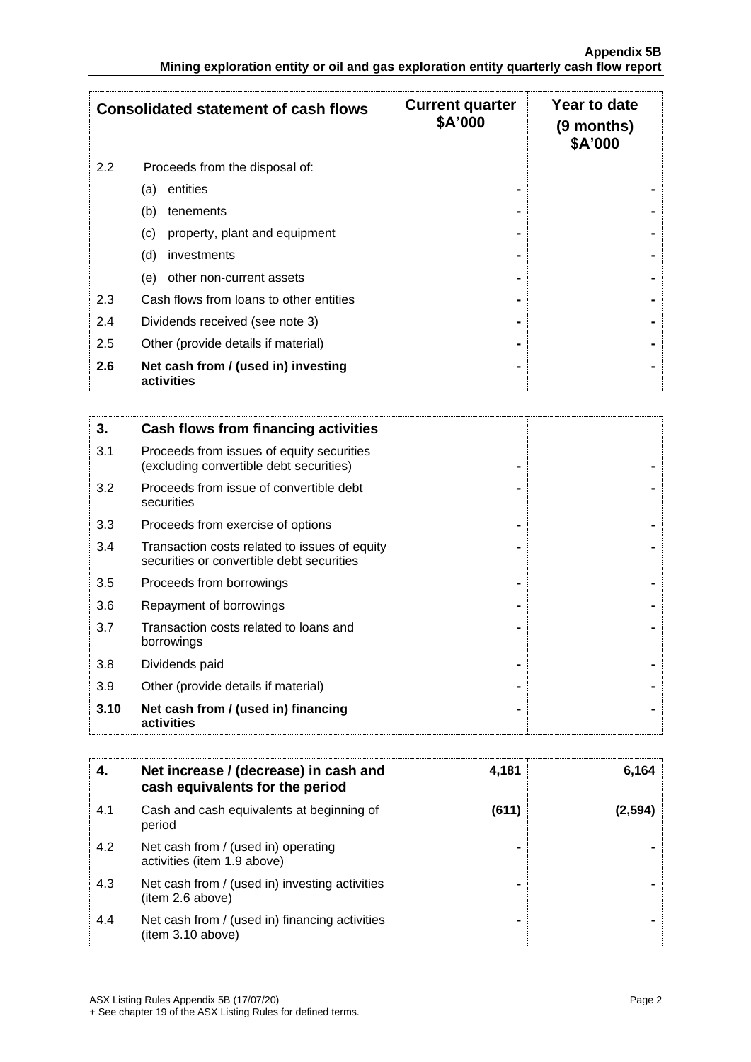| Consolidated statement of cash flows | | Current quarter $A'000 | Year to date (9 months) $A'000 |
|---|---|---|---|
| 2.2 | Proceeds from the disposal of: | | |
| | (a) entities | - | - |
| | (b) tenements | - | - |
| | (c) property, plant and equipment | - | - |
| | (d) investments | - | - |
| | (e) other non-current assets | - | - |
| 2.3 | Cash flows from loans to other entities | - | - |
| 2.4 | Dividends received (see note 3) | - | - |
| 2.5 | Other (provide details if material) | - | - |
| **2.6** | **Net cash from / (used in) investing activities** | - | - |

| **3.** | **Cash flows from financing activities** | | |
|---|---|---|---|
| 3.1 | Proceeds from issues of equity securities (excluding convertible debt securities) | - | - |
| 3.2 | Proceeds from issue of convertible debt securities | - | - |
| 3.3 | Proceeds from exercise of options | - | - |
| 3.4 | Transaction costs related to issues of equity securities or convertible debt securities | - | - |
| 3.5 | Proceeds from borrowings | - | - |
| 3.6 | Repayment of borrowings | - | - |
| 3.7 | Transaction costs related to loans and borrowings | - | - |
| 3.8 | Dividends paid | - | - |
| 3.9 | Other (provide details if material) | - | - |
| **3.10** | **Net cash from / (used in) financing activities** | - | - |

| **4.** | **Net increase / (decrease) in cash and cash equivalents for the period** | **4,181** | **6,164** |
|---|---|---|---|
| 4.1 | Cash and cash equivalents at beginning of period | **(611)** | **(2,594)** |
| 4.2 | Net cash from / (used in) operating activities (item 1.9 above) | - | - |
| 4.3 | Net cash from / (used in) investing activities (item 2.6 above) | - | - |
| 4.4 | Net cash from / (used in) financing activities (item 3.10 above) | - | - |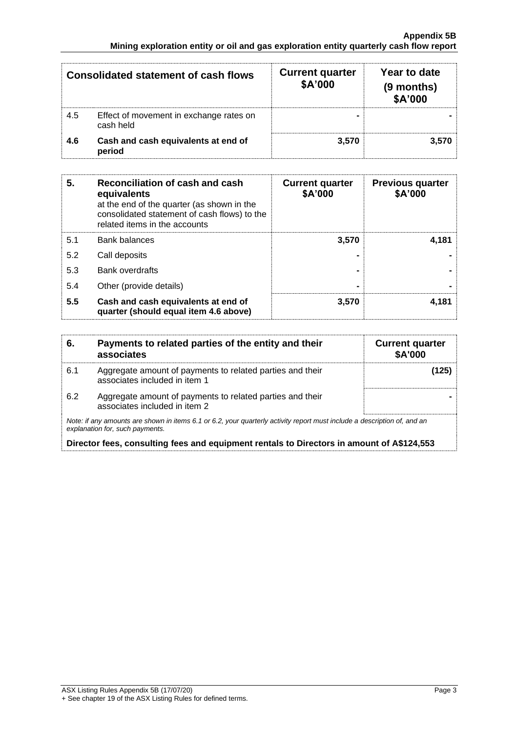| | Consolidated statement of cash flows | Current quarter $A'000 | Year to date (9 months) $A'000 |
|---|---|---|---|
| 4.5 | Effect of movement in exchange rates on cash held | - | - |
| **4.6** | **Cash and cash equivalents at end of period** | **3,570** | **3,570** |

| **5.** | **Reconciliation of cash and cash equivalents** at the end of the quarter (as shown in the consolidated statement of cash flows) to the related items in the accounts | **Current quarter $A'000** | **Previous quarter $A'000** |
|---|---|---|---|
| 5.1 | Bank balances | 3,570 | 4,181 |
| 5.2 | Call deposits | - | - |
| 5.3 | Bank overdrafts | - | - |
| 5.4 | Other (provide details) | - | - |
| **5.5** | **Cash and cash equivalents at end of quarter (should equal item 4.6 above)** | **3,570** | **4,181** |

| **6.** | **Payments to related parties of the entity and their associates** | **Current quarter $A'000** |
|---|---|---|
| 6.1 | Aggregate amount of payments to related parties and their associates included in item 1 | (125) |
| 6.2 | Aggregate amount of payments to related parties and their associates included in item 2 | - |

*Note: if any amounts are shown in items 6.1 or 6.2, your quarterly activity report must include a description of, and an explanation for, such payments.*

**Director fees, consulting fees and equipment rentals to Directors in amount of A$124,553**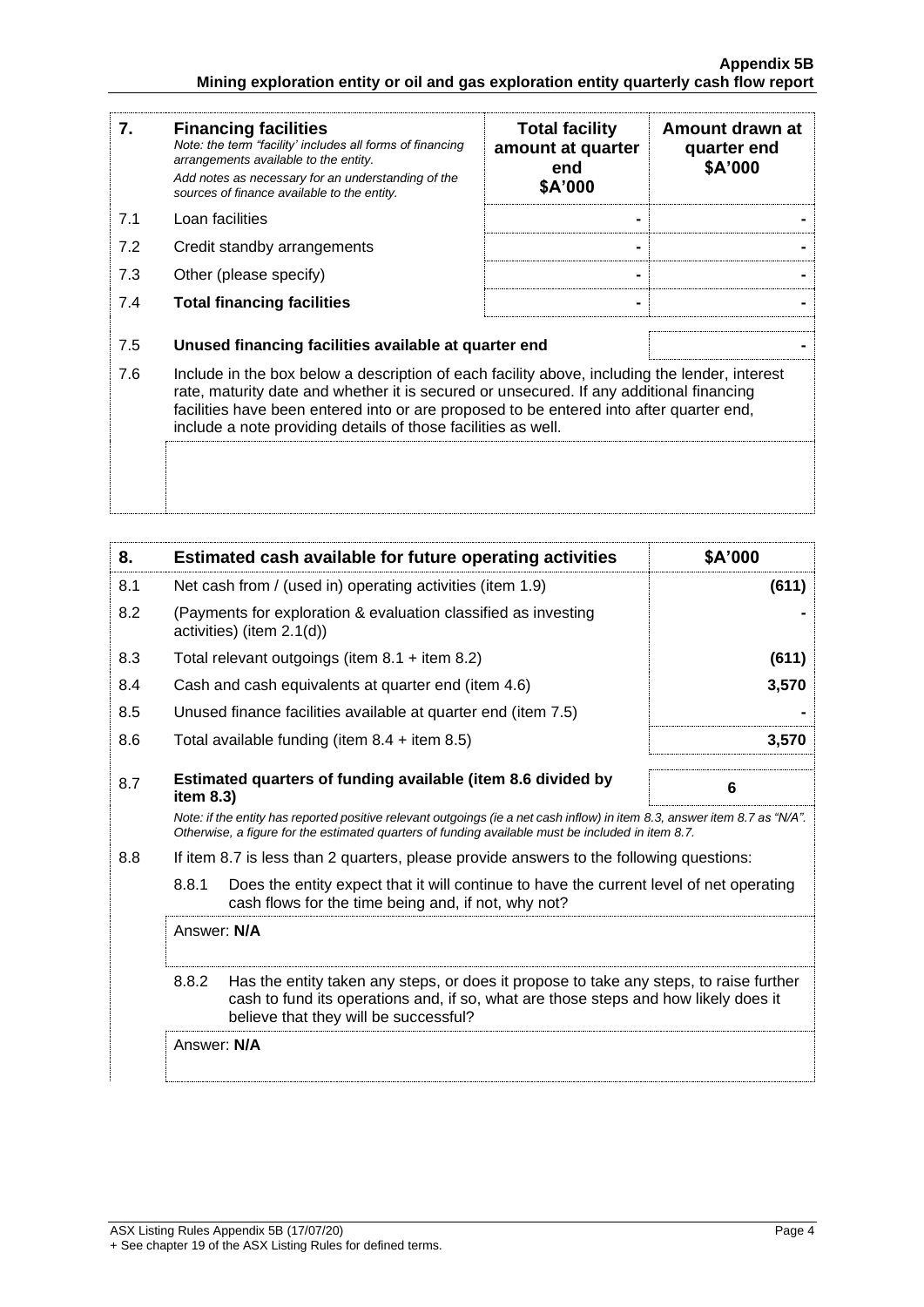| 7. | **Financing facilities**<br>*Note: the term "facility' includes all forms of financing arrangements available to the entity.*<br>*Add notes as necessary for an understanding of the sources of finance available to the entity.* | **Total facility amount at quarter end \$A'000** | **Amount drawn at quarter end \$A'000** |
|---|---|---|---|
| 7.1 | Loan facilities | - | - |
| 7.2 | Credit standby arrangements | - | - |
| 7.3 | Other (please specify) | - | - |
| 7.4 | **Total financing facilities** | - | - |
| 7.5 | **Unused financing facilities available at quarter end** | | - |
| 7.6 | Include in the box below a description of each facility above, including the lender, interest rate, maturity date and whether it is secured or unsecured. If any additional financing facilities have been entered into or are proposed to be entered into after quarter end, include a note providing details of those facilities as well. | | |

| 8. | **Estimated cash available for future operating activities** | **\$A'000** |
|---|---|---|
| 8.1 | Net cash from / (used in) operating activities (item 1.9) | **(611)** |
| 8.2 | (Payments for exploration & evaluation classified as investing activities) (item 2.1(d)) | **-** |
| 8.3 | Total relevant outgoings (item 8.1 + item 8.2) | **(611)** |
| 8.4 | Cash and cash equivalents at quarter end (item 4.6) | **3,570** |
| 8.5 | Unused finance facilities available at quarter end (item 7.5) | **-** |
| 8.6 | Total available funding (item 8.4 + item 8.5) | **3,570** |
| 8.7 | **Estimated quarters of funding available (item 8.6 divided by item 8.3)** | **6** |

*Note: if the entity has reported positive relevant outgoings (ie a net cash inflow) in item 8.3, answer item 8.7 as "N/A". Otherwise, a figure for the estimated quarters of funding available must be included in item 8.7.*

8.8 If item 8.7 is less than 2 quarters, please provide answers to the following questions:

8.8.1 Does the entity expect that it will continue to have the current level of net operating cash flows for the time being and, if not, why not?

Answer: **N/A**

8.8.2 Has the entity taken any steps, or does it propose to take any steps, to raise further cash to fund its operations and, if so, what are those steps and how likely does it believe that they will be successful?

Answer: **N/A**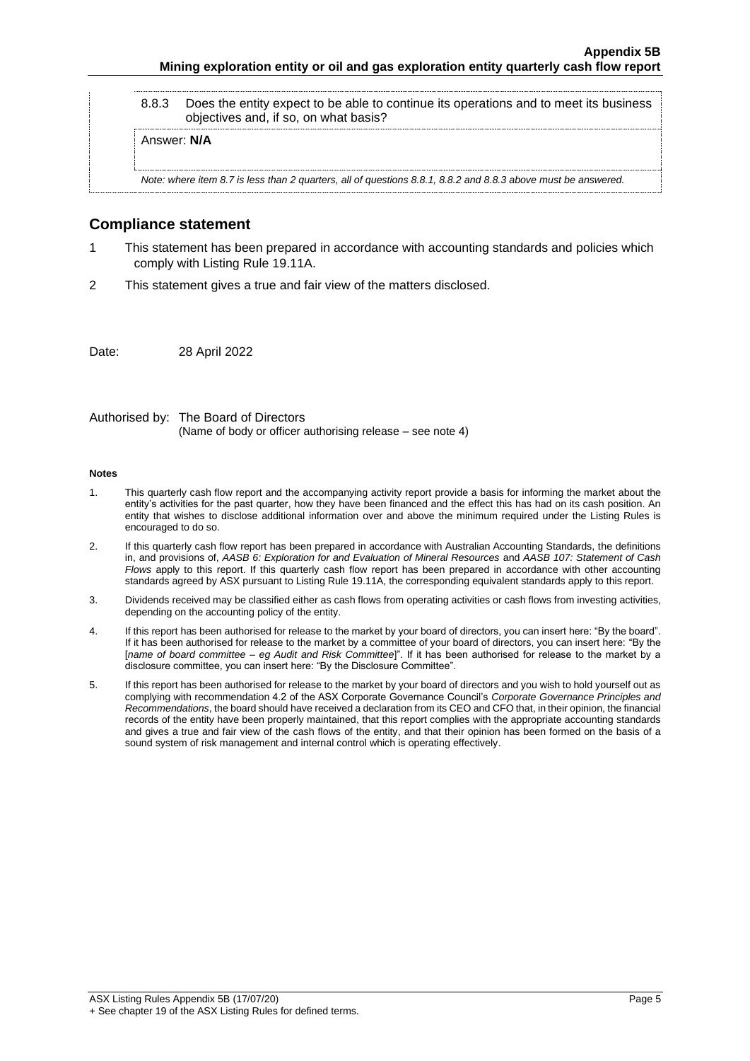| | |
|---|---|
| 8.8.3 | Does the entity expect to be able to continue its operations and to meet its business objectives and, if so, on what basis? |
| Answer: **N/A** | |

*Note: where item 8.7 is less than 2 quarters, all of questions 8.8.1, 8.8.2 and 8.8.3 above must be answered.*

## Compliance statement

1 This statement has been prepared in accordance with accounting standards and policies which comply with Listing Rule 19.11A.

2 This statement gives a true and fair view of the matters disclosed.

Date: 28 April 2022

Authorised by: The Board of Directors
(Name of body or officer authorising release – see note 4)

#### Notes

1. This quarterly cash flow report and the accompanying activity report provide a basis for informing the market about the entity's activities for the past quarter, how they have been financed and the effect this has had on its cash position. An entity that wishes to disclose additional information over and above the minimum required under the Listing Rules is encouraged to do so.
2. If this quarterly cash flow report has been prepared in accordance with Australian Accounting Standards, the definitions in, and provisions of, *AASB 6: Exploration for and Evaluation of Mineral Resources* and *AASB 107: Statement of Cash Flows* apply to this report. If this quarterly cash flow report has been prepared in accordance with other accounting standards agreed by ASX pursuant to Listing Rule 19.11A, the corresponding equivalent standards apply to this report.
3. Dividends received may be classified either as cash flows from operating activities or cash flows from investing activities, depending on the accounting policy of the entity.
4. If this report has been authorised for release to the market by your board of directors, you can insert here: "By the board". If it has been authorised for release to the market by a committee of your board of directors, you can insert here: "By the [*name of board committee – eg Audit and Risk Committee*]". If it has been authorised for release to the market by a disclosure committee, you can insert here: "By the Disclosure Committee".
5. If this report has been authorised for release to the market by your board of directors and you wish to hold yourself out as complying with recommendation 4.2 of the ASX Corporate Governance Council's *Corporate Governance Principles and Recommendations*, the board should have received a declaration from its CEO and CFO that, in their opinion, the financial records of the entity have been properly maintained, that this report complies with the appropriate accounting standards and gives a true and fair view of the cash flows of the entity, and that their opinion has been formed on the basis of a sound system of risk management and internal control which is operating effectively.